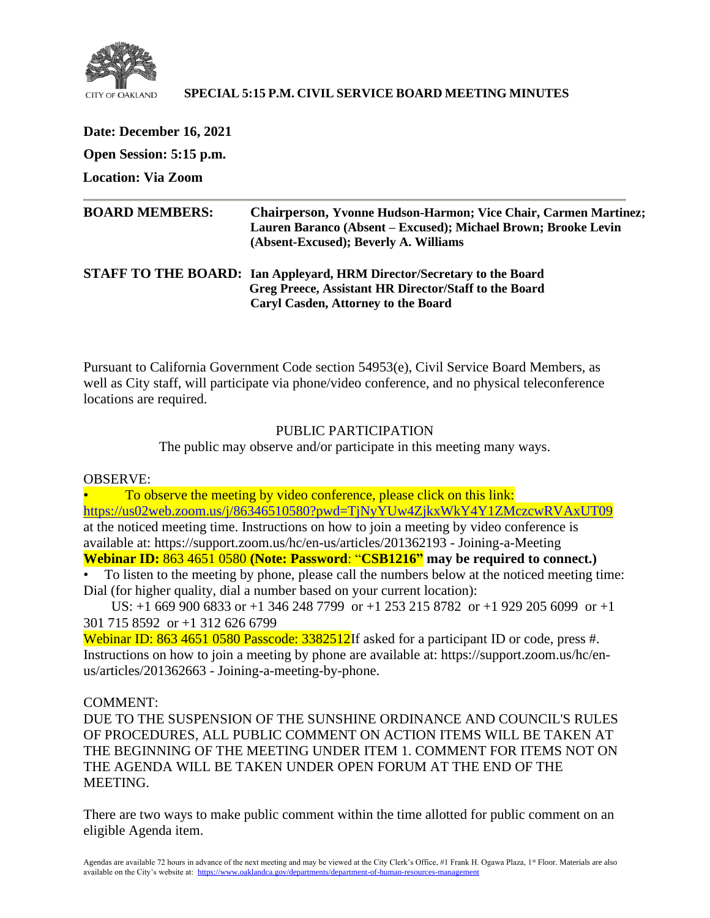CITY OF OAKLAND

# SPECIAL 5:15 P.M. CIVIL SERVICE BOARD MEETING MINUTES

**Date: December 16, 2021**

**Open Session: 5:15 p.m.**

**Location: Via Zoom**

---

**BOARD MEMBERS:** **Chairperson, Yvonne Hudson-Harmon; Vice Chair, Carmen Martinez; Lauren Baranco (Absent – Excused); Michael Brown; Brooke Levin (Absent-Excused); Beverly A. Williams**

**STAFF TO THE BOARD:** **Ian Appleyard, HRM Director/Secretary to the Board**
**Greg Preece, Assistant HR Director/Staff to the Board**
**Caryl Casden, Attorney to the Board**

Pursuant to California Government Code section 54953(e), Civil Service Board Members, as well as City staff, will participate via phone/video conference, and no physical teleconference locations are required.

PUBLIC PARTICIPATION

The public may observe and/or participate in this meeting many ways.

OBSERVE:

- To observe the meeting by video conference, please click on this link: https://us02web.zoom.us/j/86346510580?pwd=TjNyYUw4ZjkxWkY4Y1ZMczcwRVAxUT09 at the noticed meeting time. Instructions on how to join a meeting by video conference is available at: https://support.zoom.us/hc/en-us/articles/201362193 - Joining-a-Meeting

**Webinar ID:** 863 4651 0580 **(Note: Password**: "**CSB1216"** **may be required to connect.)**

- To listen to the meeting by phone, please call the numbers below at the noticed meeting time: Dial (for higher quality, dial a number based on your current location):

US: +1 669 900 6833 or +1 346 248 7799 or +1 253 215 8782 or +1 929 205 6099 or +1 301 715 8592 or +1 312 626 6799

Webinar ID: 863 4651 0580 Passcode: 3382512If asked for a participant ID or code, press #. Instructions on how to join a meeting by phone are available at: https://support.zoom.us/hc/en-us/articles/201362663 - Joining-a-meeting-by-phone.

COMMENT:

DUE TO THE SUSPENSION OF THE SUNSHINE ORDINANCE AND COUNCIL'S RULES OF PROCEDURES, ALL PUBLIC COMMENT ON ACTION ITEMS WILL BE TAKEN AT THE BEGINNING OF THE MEETING UNDER ITEM 1. COMMENT FOR ITEMS NOT ON THE AGENDA WILL BE TAKEN UNDER OPEN FORUM AT THE END OF THE MEETING.

There are two ways to make public comment within the time allotted for public comment on an eligible Agenda item.

Agendas are available 72 hours in advance of the next meeting and may be viewed at the City Clerk's Office, #1 Frank H. Ogawa Plaza, 1st Floor. Materials are also available on the City's website at: https://www.oaklandca.gov/departments/department-of-human-resources-management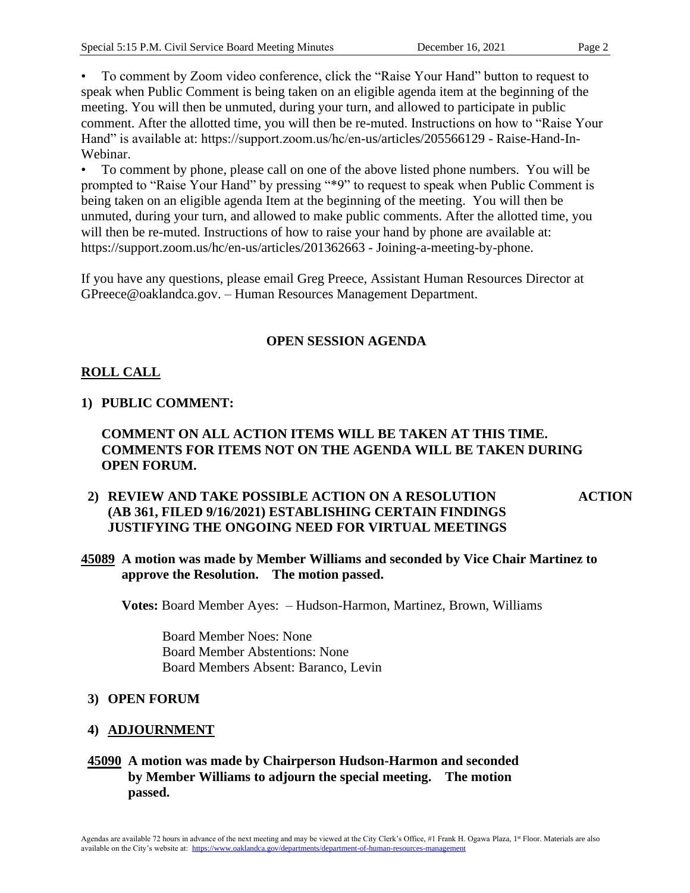- To comment by Zoom video conference, click the "Raise Your Hand" button to request to speak when Public Comment is being taken on an eligible agenda item at the beginning of the meeting. You will then be unmuted, during your turn, and allowed to participate in public comment. After the allotted time, you will then be re-muted. Instructions on how to "Raise Your Hand" is available at: https://support.zoom.us/hc/en-us/articles/205566129 - Raise-Hand-In-Webinar.
- To comment by phone, please call on one of the above listed phone numbers. You will be prompted to "Raise Your Hand" by pressing "*9" to request to speak when Public Comment is being taken on an eligible agenda Item at the beginning of the meeting. You will then be unmuted, during your turn, and allowed to make public comments. After the allotted time, you will then be re-muted. Instructions of how to raise your hand by phone are available at: https://support.zoom.us/hc/en-us/articles/201362663 - Joining-a-meeting-by-phone.

If you have any questions, please email Greg Preece, Assistant Human Resources Director at GPreece@oaklandca.gov. – Human Resources Management Department.

## OPEN SESSION AGENDA

**ROLL CALL**

**1) PUBLIC COMMENT:**

**COMMENT ON ALL ACTION ITEMS WILL BE TAKEN AT THIS TIME. COMMENTS FOR ITEMS NOT ON THE AGENDA WILL BE TAKEN DURING OPEN FORUM.**

**2) REVIEW AND TAKE POSSIBLE ACTION ON A RESOLUTION (AB 361, FILED 9/16/2021) ESTABLISHING CERTAIN FINDINGS JUSTIFYING THE ONGOING NEED FOR VIRTUAL MEETINGS** — **ACTION**

**45089** **A motion was made by Member Williams and seconded by Vice Chair Martinez to approve the Resolution. The motion passed.**

**Votes:** Board Member Ayes: – Hudson-Harmon, Martinez, Brown, Williams

Board Member Noes: None
Board Member Abstentions: None
Board Members Absent: Baranco, Levin

**3) OPEN FORUM**

**4) ADJOURNMENT**

**45090** **A motion was made by Chairperson Hudson-Harmon and seconded by Member Williams to adjourn the special meeting. The motion passed.**

Agendas are available 72 hours in advance of the next meeting and may be viewed at the City Clerk's Office, #1 Frank H. Ogawa Plaza, 1st Floor. Materials are also available on the City's website at: https://www.oaklandca.gov/departments/department-of-human-resources-management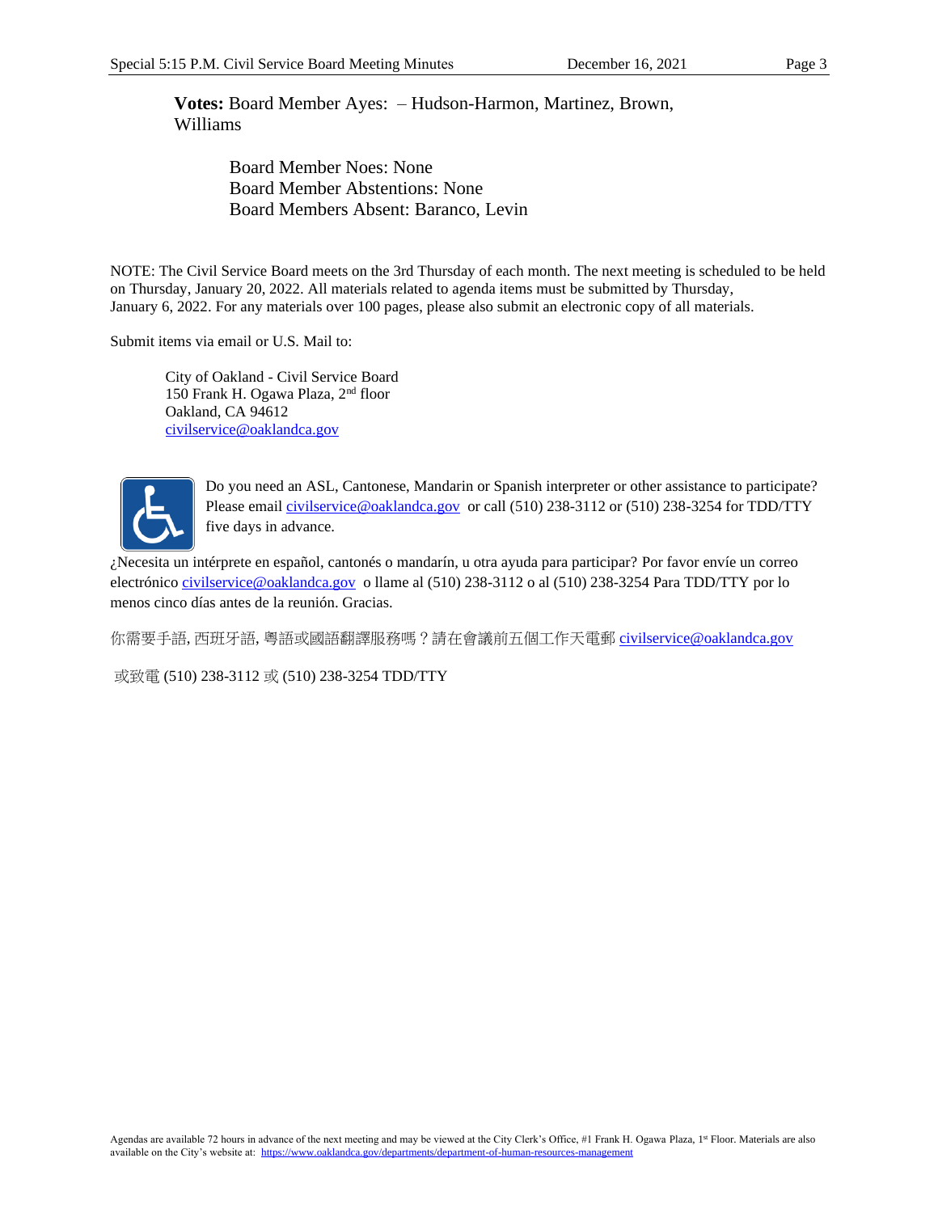**Votes:** Board Member Ayes: – Hudson-Harmon, Martinez, Brown, Williams

Board Member Noes: None
Board Member Abstentions: None
Board Members Absent: Baranco, Levin

NOTE: The Civil Service Board meets on the 3rd Thursday of each month. The next meeting is scheduled to be held on Thursday, January 20, 2022. All materials related to agenda items must be submitted by Thursday, January 6, 2022. For any materials over 100 pages, please also submit an electronic copy of all materials.

Submit items via email or U.S. Mail to:

City of Oakland - Civil Service Board
150 Frank H. Ogawa Plaza, 2nd floor
Oakland, CA 94612
civilservice@oaklandca.gov

Do you need an ASL, Cantonese, Mandarin or Spanish interpreter or other assistance to participate? Please email civilservice@oaklandca.gov or call (510) 238-3112 or (510) 238-3254 for TDD/TTY five days in advance.

¿Necesita un intérprete en español, cantonés o mandarín, u otra ayuda para participar? Por favor envíe un correo electrónico civilservice@oaklandca.gov o llame al (510) 238-3112 o al (510) 238-3254 Para TDD/TTY por lo menos cinco días antes de la reunión. Gracias.

你需要手語, 西班牙語, 粵語或國語翻譯服務嗎？請在會議前五個工作天電郵 civilservice@oaklandca.gov

或致電 (510) 238-3112 或 (510) 238-3254 TDD/TTY

Agendas are available 72 hours in advance of the next meeting and may be viewed at the City Clerk's Office, #1 Frank H. Ogawa Plaza, 1st Floor. Materials are also available on the City's website at: https://www.oaklandca.gov/departments/department-of-human-resources-management